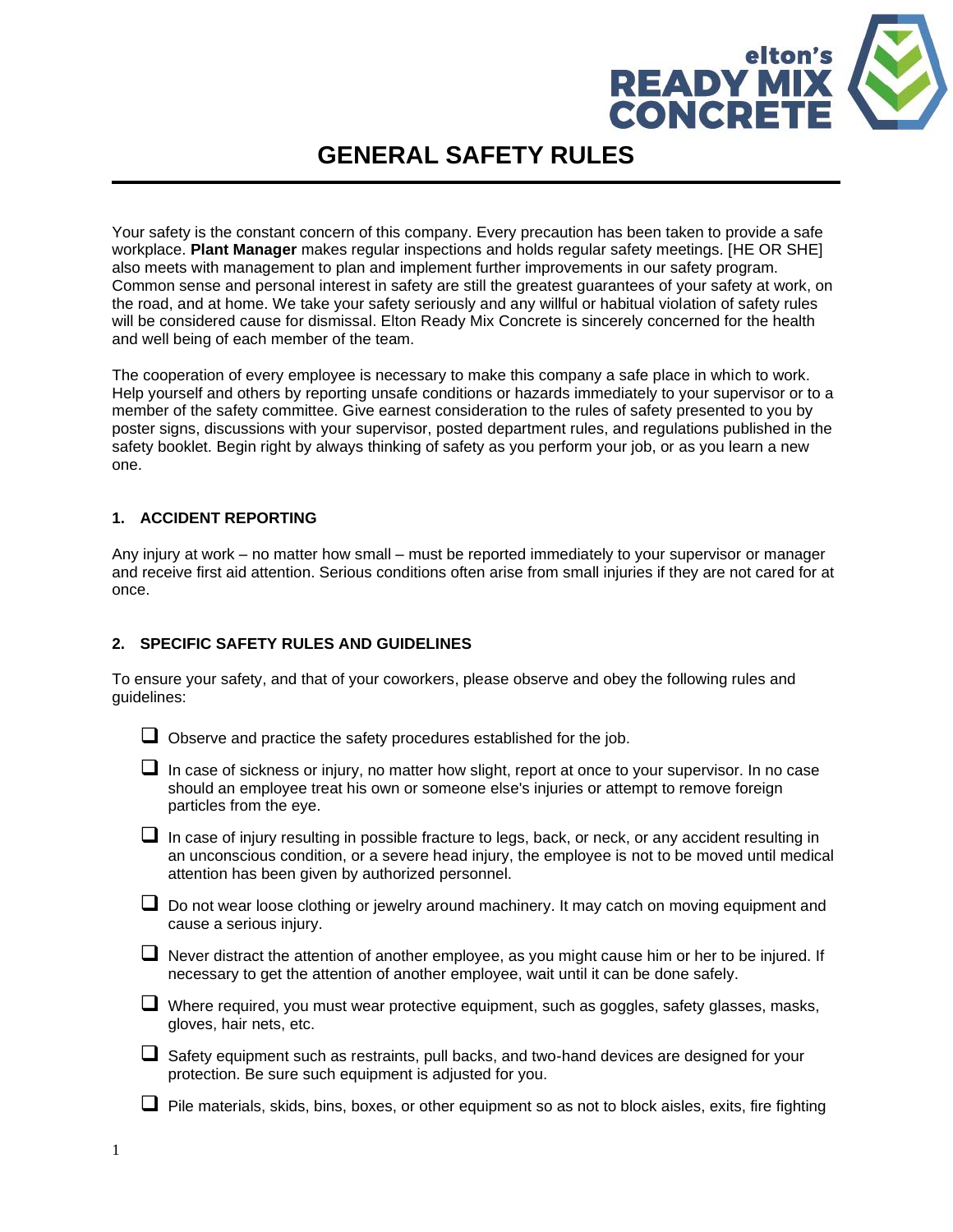# GENERAL SAFETY RULES

Your safety is the constant concern of this company. Every precaution has been taken to provide a safe workplace. **Plant Manager** makes regular inspections and holds regular safety meetings. [HE OR SHE] also meets with management to plan and implement further improvements in our safety program. Common sense and personal interest in safety are still the greatest guarantees of your safety at work, on the road, and at home. We take your safety seriously and any willful or habitual violation of safety rules will be considered cause for dismissal. Elton Ready Mix Concrete is sincerely concerned for the health and well being of each member of the team.

The cooperation of every employee is necessary to make this company a safe place in which to work. Help yourself and others by reporting unsafe conditions or hazards immediately to your supervisor or to a member of the safety committee. Give earnest consideration to the rules of safety presented to you by poster signs, discussions with your supervisor, posted department rules, and regulations published in the safety booklet. Begin right by always thinking of safety as you perform your job, or as you learn a new one.

## 1. ACCIDENT REPORTING

Any injury at work – no matter how small – must be reported immediately to your supervisor or manager and receive first aid attention. Serious conditions often arise from small injuries if they are not cared for at once.

## 2. SPECIFIC SAFETY RULES AND GUIDELINES

To ensure your safety, and that of your coworkers, please observe and obey the following rules and guidelines:

- [ ] Observe and practice the safety procedures established for the job.
- [ ] In case of sickness or injury, no matter how slight, report at once to your supervisor. In no case should an employee treat his own or someone else's injuries or attempt to remove foreign particles from the eye.
- [ ] In case of injury resulting in possible fracture to legs, back, or neck, or any accident resulting in an unconscious condition, or a severe head injury, the employee is not to be moved until medical attention has been given by authorized personnel.
- [ ] Do not wear loose clothing or jewelry around machinery. It may catch on moving equipment and cause a serious injury.
- [ ] Never distract the attention of another employee, as you might cause him or her to be injured. If necessary to get the attention of another employee, wait until it can be done safely.
- [ ] Where required, you must wear protective equipment, such as goggles, safety glasses, masks, gloves, hair nets, etc.
- [ ] Safety equipment such as restraints, pull backs, and two-hand devices are designed for your protection. Be sure such equipment is adjusted for you.
- [ ] Pile materials, skids, bins, boxes, or other equipment so as not to block aisles, exits, fire fighting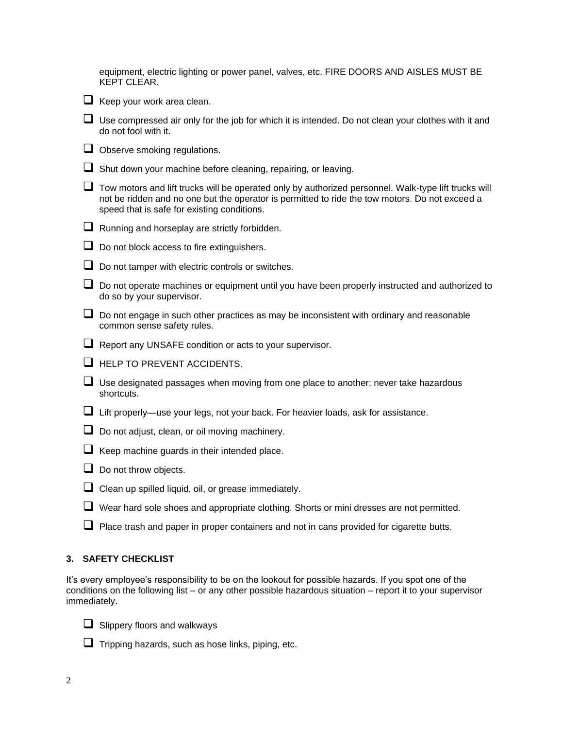equipment, electric lighting or power panel, valves, etc. FIRE DOORS AND AISLES MUST BE KEPT CLEAR.

- Keep your work area clean.
- Use compressed air only for the job for which it is intended. Do not clean your clothes with it and do not fool with it.
- Observe smoking regulations.
- Shut down your machine before cleaning, repairing, or leaving.
- Tow motors and lift trucks will be operated only by authorized personnel. Walk-type lift trucks will not be ridden and no one but the operator is permitted to ride the tow motors. Do not exceed a speed that is safe for existing conditions.
- Running and horseplay are strictly forbidden.
- Do not block access to fire extinguishers.
- Do not tamper with electric controls or switches.
- Do not operate machines or equipment until you have been properly instructed and authorized to do so by your supervisor.
- Do not engage in such other practices as may be inconsistent with ordinary and reasonable common sense safety rules.
- Report any UNSAFE condition or acts to your supervisor.
- HELP TO PREVENT ACCIDENTS.
- Use designated passages when moving from one place to another; never take hazardous shortcuts.
- Lift properly—use your legs, not your back. For heavier loads, ask for assistance.
- Do not adjust, clean, or oil moving machinery.
- Keep machine guards in their intended place.
- Do not throw objects.
- Clean up spilled liquid, oil, or grease immediately.
- Wear hard sole shoes and appropriate clothing. Shorts or mini dresses are not permitted.
- Place trash and paper in proper containers and not in cans provided for cigarette butts.

### 3. SAFETY CHECKLIST

It's every employee's responsibility to be on the lookout for possible hazards. If you spot one of the conditions on the following list – or any other possible hazardous situation – report it to your supervisor immediately.

- Slippery floors and walkways
- Tripping hazards, such as hose links, piping, etc.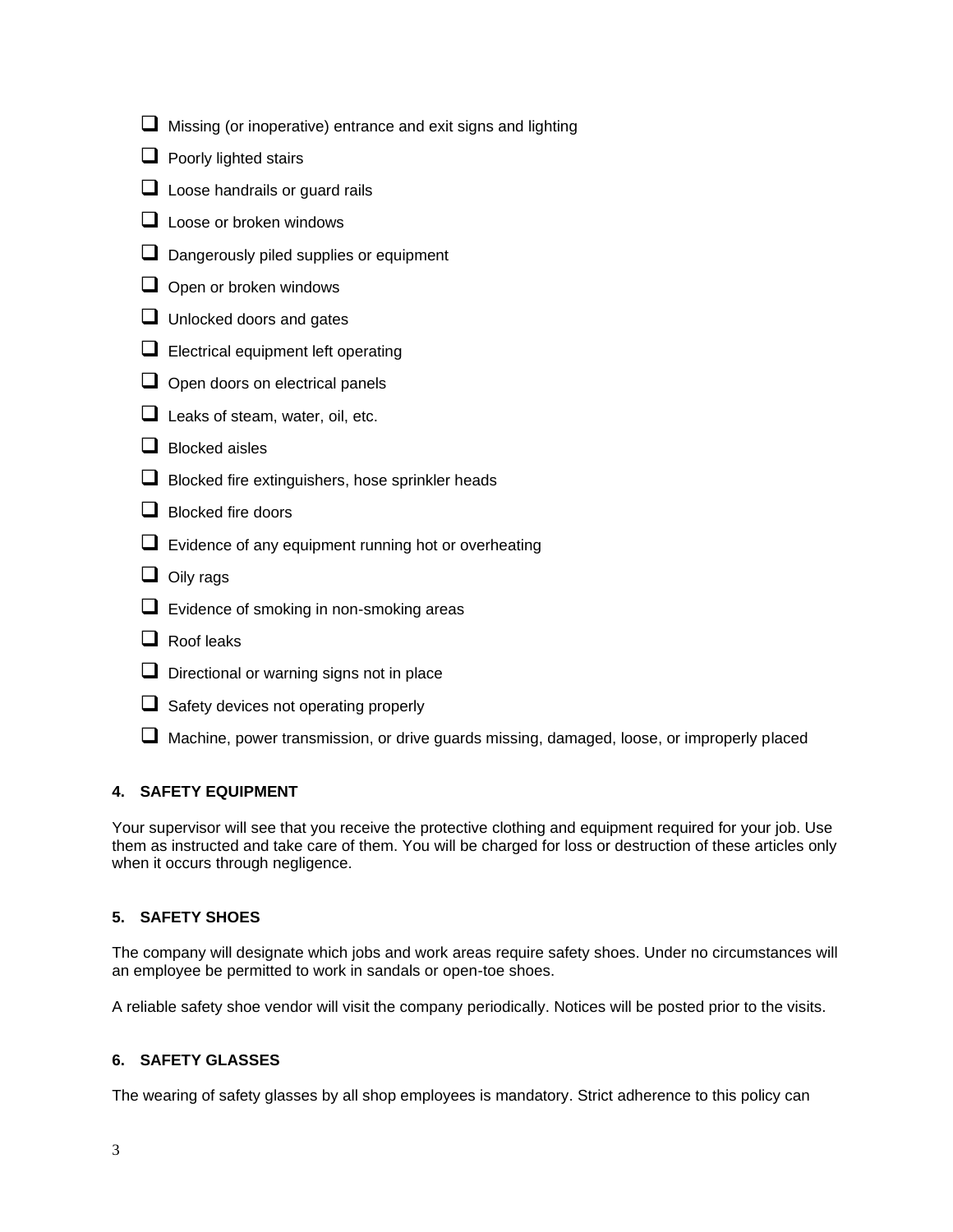- [ ] Missing (or inoperative) entrance and exit signs and lighting
- [ ] Poorly lighted stairs
- [ ] Loose handrails or guard rails
- [ ] Loose or broken windows
- [ ] Dangerously piled supplies or equipment
- [ ] Open or broken windows
- [ ] Unlocked doors and gates
- [ ] Electrical equipment left operating
- [ ] Open doors on electrical panels
- [ ] Leaks of steam, water, oil, etc.
- [ ] Blocked aisles
- [ ] Blocked fire extinguishers, hose sprinkler heads
- [ ] Blocked fire doors
- [ ] Evidence of any equipment running hot or overheating
- [ ] Oily rags
- [ ] Evidence of smoking in non-smoking areas
- [ ] Roof leaks
- [ ] Directional or warning signs not in place
- [ ] Safety devices not operating properly
- [ ] Machine, power transmission, or drive guards missing, damaged, loose, or improperly placed

### 4. SAFETY EQUIPMENT

Your supervisor will see that you receive the protective clothing and equipment required for your job. Use them as instructed and take care of them. You will be charged for loss or destruction of these articles only when it occurs through negligence.

### 5. SAFETY SHOES

The company will designate which jobs and work areas require safety shoes. Under no circumstances will an employee be permitted to work in sandals or open-toe shoes.

A reliable safety shoe vendor will visit the company periodically. Notices will be posted prior to the visits.

### 6. SAFETY GLASSES

The wearing of safety glasses by all shop employees is mandatory. Strict adherence to this policy can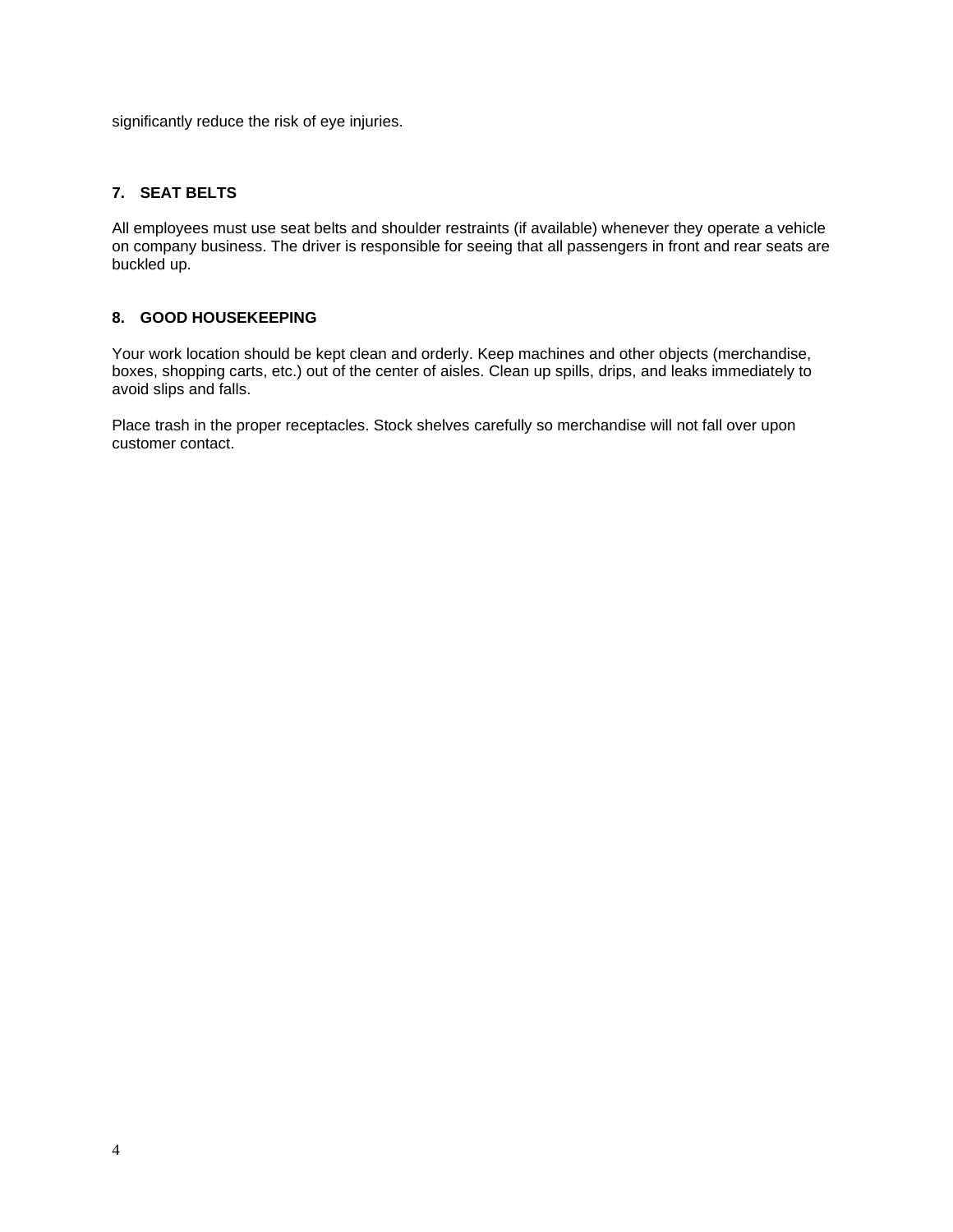significantly reduce the risk of eye injuries.

## 7. SEAT BELTS

All employees must use seat belts and shoulder restraints (if available) whenever they operate a vehicle on company business. The driver is responsible for seeing that all passengers in front and rear seats are buckled up.

## 8. GOOD HOUSEKEEPING

Your work location should be kept clean and orderly. Keep machines and other objects (merchandise, boxes, shopping carts, etc.) out of the center of aisles. Clean up spills, drips, and leaks immediately to avoid slips and falls.

Place trash in the proper receptacles. Stock shelves carefully so merchandise will not fall over upon customer contact.